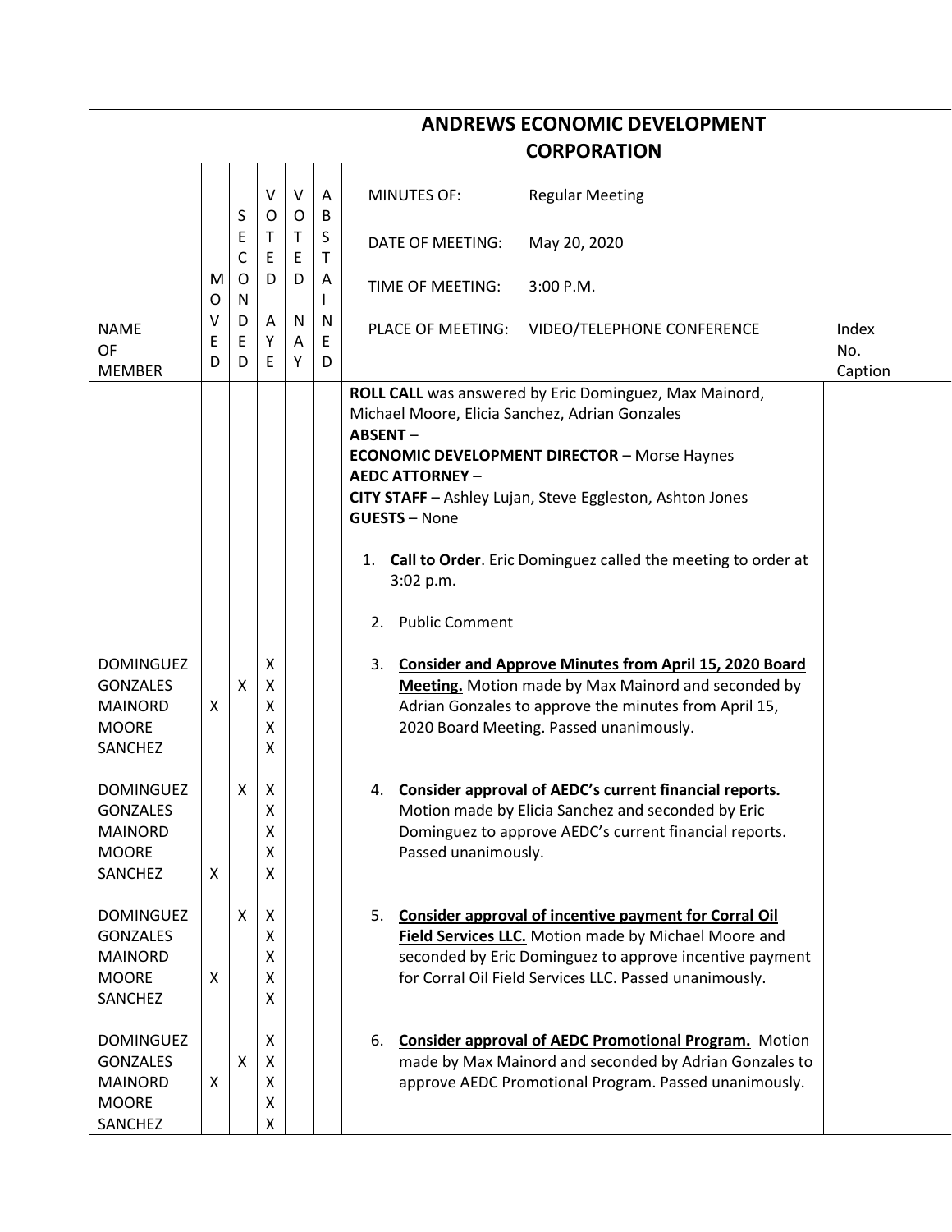# ANDREWS ECONOMIC DEVELOPMENT CORPORATION

| | |
|---|---|
| MINUTES OF: | Regular Meeting |
| DATE OF MEETING: | May 20, 2020 |
| TIME OF MEETING: | 3:00 P.M. |
| PLACE OF MEETING: | VIDEO/TELEPHONE CONFERENCE |

| NAME OF MEMBER | MOVED | SECONDED | VOTED AYE | VOTED NAY | ABSTAINED | | Index No. Caption |
|---|---|---|---|---|---|---|---|
| | | | | | | **ROLL CALL** was answered by Eric Dominguez, Max Mainord, Michael Moore, Elicia Sanchez, Adrian Gonzales<br>**ABSENT** –<br>**ECONOMIC DEVELOPMENT DIRECTOR** – Morse Haynes<br>**AEDC ATTORNEY** –<br>**CITY STAFF** – Ashley Lujan, Steve Eggleston, Ashton Jones<br>**GUESTS** – None<br><br>1. **Call to Order**. Eric Dominguez called the meeting to order at 3:02 p.m.<br><br>2. Public Comment | |
| DOMINGUEZ | | | X | | | 3. **Consider and Approve Minutes from April 15, 2020 Board Meeting.** Motion made by Max Mainord and seconded by Adrian Gonzales to approve the minutes from April 15, 2020 Board Meeting. Passed unanimously. | |
| GONZALES | | X | X | | | | |
| MAINORD | X | | X | | | | |
| MOORE | | | X | | | | |
| SANCHEZ | | | X | | | | |
| DOMINGUEZ | | X | X | | | 4. **Consider approval of AEDC's current financial reports.** Motion made by Elicia Sanchez and seconded by Eric Dominguez to approve AEDC's current financial reports. Passed unanimously. | |
| GONZALES | | | X | | | | |
| MAINORD | | | X | | | | |
| MOORE | | | X | | | | |
| SANCHEZ | X | | X | | | | |
| DOMINGUEZ | | X | X | | | 5. **Consider approval of incentive payment for Corral Oil Field Services LLC.** Motion made by Michael Moore and seconded by Eric Dominguez to approve incentive payment for Corral Oil Field Services LLC. Passed unanimously. | |
| GONZALES | | | X | | | | |
| MAINORD | | | X | | | | |
| MOORE | X | | X | | | | |
| SANCHEZ | | | X | | | | |
| DOMINGUEZ | | | X | | | 6. **Consider approval of AEDC Promotional Program.** Motion made by Max Mainord and seconded by Adrian Gonzales to approve AEDC Promotional Program. Passed unanimously. | |
| GONZALES | | X | X | | | | |
| MAINORD | X | | X | | | | |
| MOORE | | | X | | | | |
| SANCHEZ | | | X | | | | |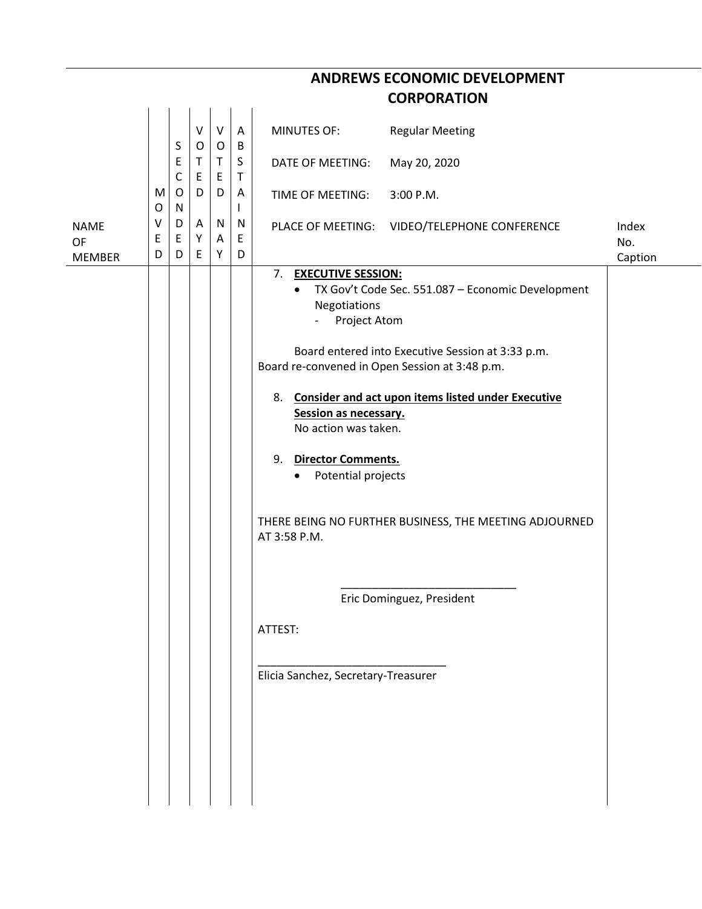# ANDREWS ECONOMIC DEVELOPMENT CORPORATION

| NAME OF MEMBER | MOVED | SECONDED | VOTED AYE | VOTED NAY | ABSTAINED | | Index No. Caption |
|---|---|---|---|---|---|---|---|
| | | | | | | MINUTES OF: Regular Meeting<br>DATE OF MEETING: May 20, 2020<br>TIME OF MEETING: 3:00 P.M.<br>PLACE OF MEETING: VIDEO/TELEPHONE CONFERENCE | |

7. **EXECUTIVE SESSION:**
   - TX Gov't Code Sec. 551.087 – Economic Development Negotiations
     - Project Atom

Board entered into Executive Session at 3:33 p.m.
Board re-convened in Open Session at 3:48 p.m.

8. **Consider and act upon items listed under Executive Session as necessary.**
   No action was taken.

9. **Director Comments.**
   - Potential projects

THERE BEING NO FURTHER BUSINESS, THE MEETING ADJOURNED AT 3:58 P.M.

_____________________________
Eric Dominguez, President

ATTEST:

_______________________________
Elicia Sanchez, Secretary-Treasurer